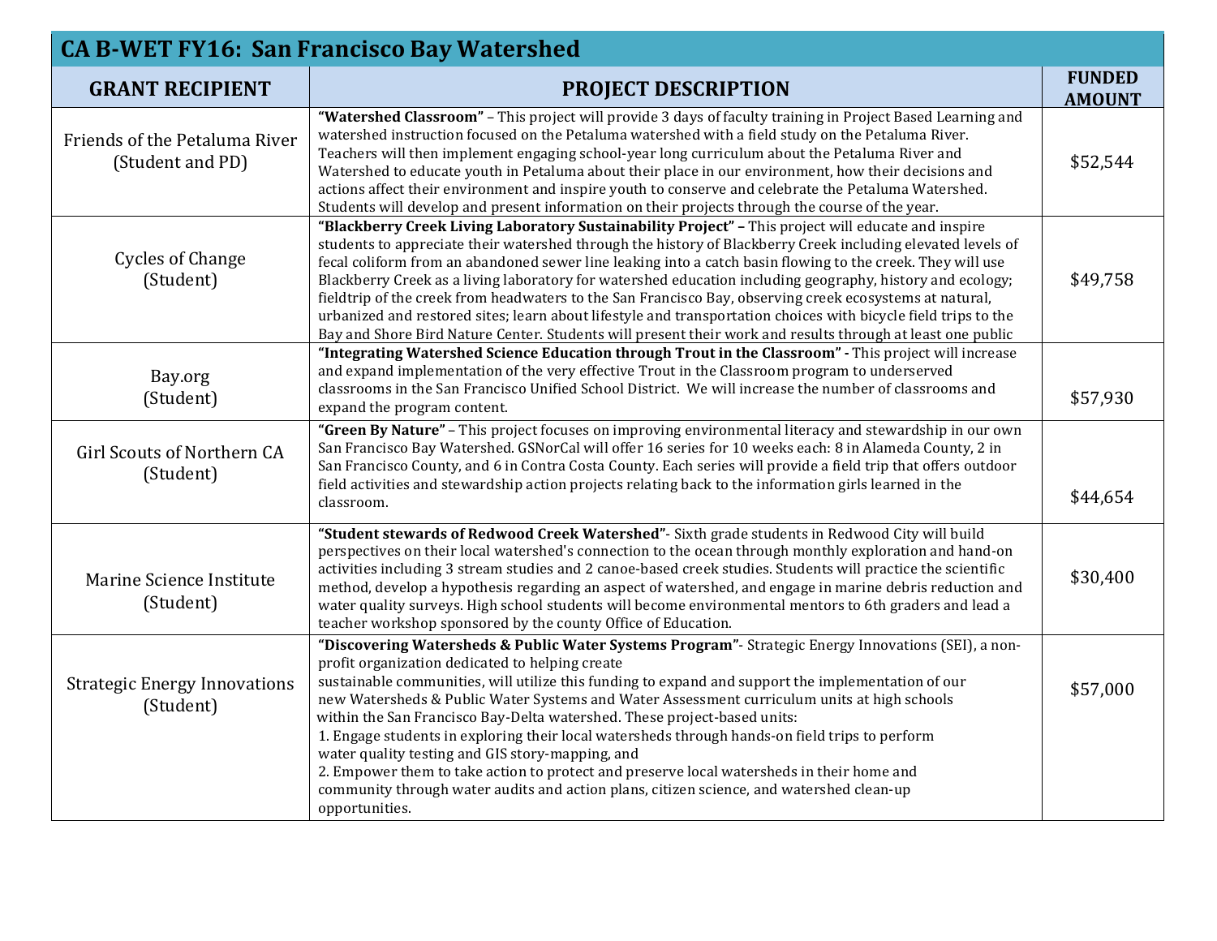# CA B-WET FY16: San Francisco Bay Watershed

| GRANT RECIPIENT | PROJECT DESCRIPTION | FUNDED AMOUNT |
|---|---|---|
| Friends of the Petaluma River (Student and PD) | **"Watershed Classroom"** – This project will provide 3 days of faculty training in Project Based Learning and watershed instruction focused on the Petaluma watershed with a field study on the Petaluma River. Teachers will then implement engaging school-year long curriculum about the Petaluma River and Watershed to educate youth in Petaluma about their place in our environment, how their decisions and actions affect their environment and inspire youth to conserve and celebrate the Petaluma Watershed. Students will develop and present information on their projects through the course of the year. | $52,544 |
| Cycles of Change (Student) | **"Blackberry Creek Living Laboratory Sustainability Project" –** This project will educate and inspire students to appreciate their watershed through the history of Blackberry Creek including elevated levels of fecal coliform from an abandoned sewer line leaking into a catch basin flowing to the creek. They will use Blackberry Creek as a living laboratory for watershed education including geography, history and ecology; fieldtrip of the creek from headwaters to the San Francisco Bay, observing creek ecosystems at natural, urbanized and restored sites; learn about lifestyle and transportation choices with bicycle field trips to the Bay and Shore Bird Nature Center. Students will present their work and results through at least one public | $49,758 |
| Bay.org (Student) | **"Integrating Watershed Science Education through Trout in the Classroom" -** This project will increase and expand implementation of the very effective Trout in the Classroom program to underserved classrooms in the San Francisco Unified School District. We will increase the number of classrooms and expand the program content. | $57,930 |
| Girl Scouts of Northern CA (Student) | **"Green By Nature"** – This project focuses on improving environmental literacy and stewardship in our own San Francisco Bay Watershed. GSNorCal will offer 16 series for 10 weeks each: 8 in Alameda County, 2 in San Francisco County, and 6 in Contra Costa County. Each series will provide a field trip that offers outdoor field activities and stewardship action projects relating back to the information girls learned in the classroom. | $44,654 |
| Marine Science Institute (Student) | **"Student stewards of Redwood Creek Watershed"**- Sixth grade students in Redwood City will build perspectives on their local watershed's connection to the ocean through monthly exploration and hand-on activities including 3 stream studies and 2 canoe-based creek studies. Students will practice the scientific method, develop a hypothesis regarding an aspect of watershed, and engage in marine debris reduction and water quality surveys. High school students will become environmental mentors to 6th graders and lead a teacher workshop sponsored by the county Office of Education. | $30,400 |
| Strategic Energy Innovations (Student) | **"Discovering Watersheds & Public Water Systems Program"**- Strategic Energy Innovations (SEI), a non-profit organization dedicated to helping create sustainable communities, will utilize this funding to expand and support the implementation of our new Watersheds & Public Water Systems and Water Assessment curriculum units at high schools within the San Francisco Bay-Delta watershed. These project-based units:<br>1. Engage students in exploring their local watersheds through hands-on field trips to perform water quality testing and GIS story-mapping, and<br>2. Empower them to take action to protect and preserve local watersheds in their home and community through water audits and action plans, citizen science, and watershed clean-up opportunities. | $57,000 |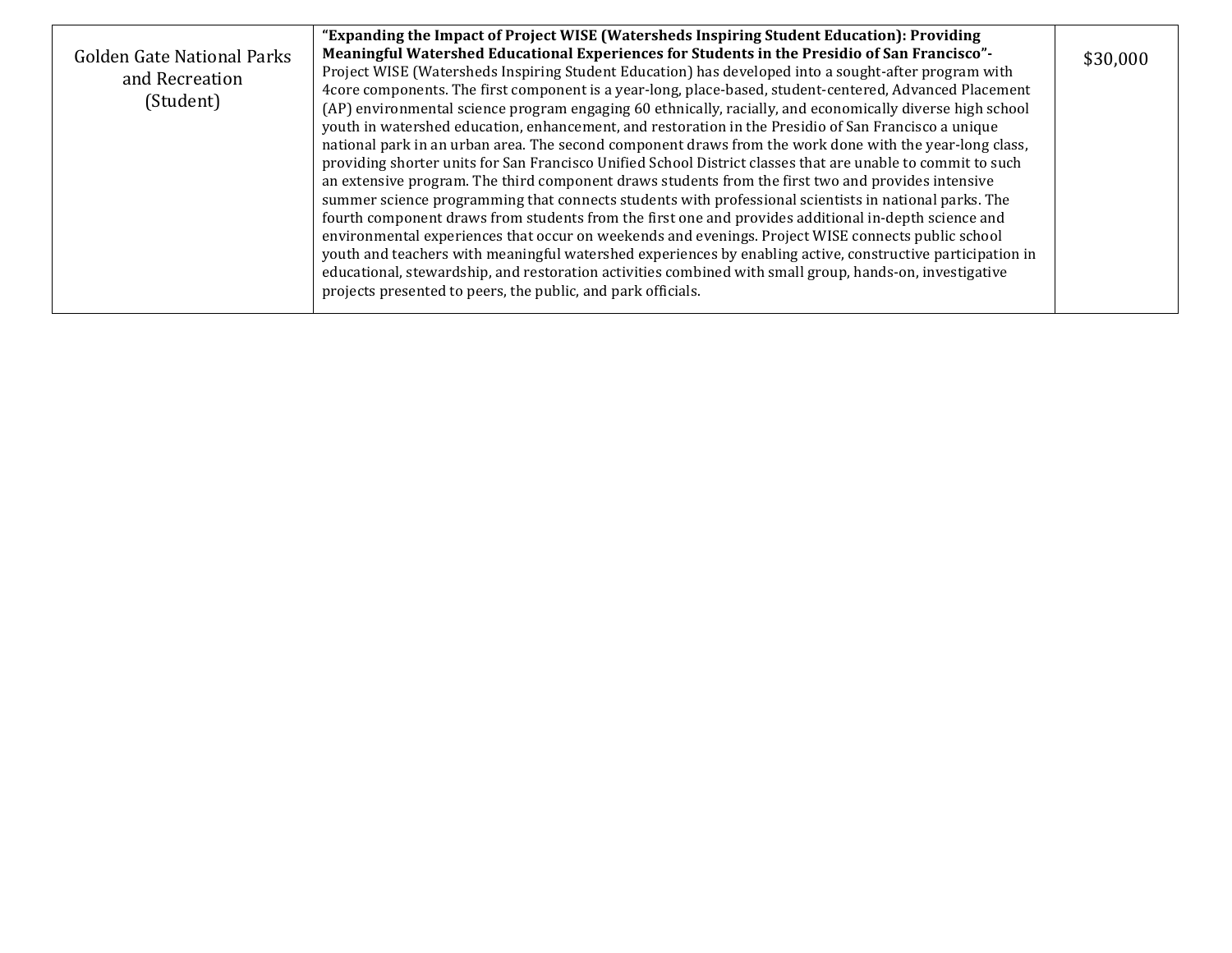| | | |
|---|---|---|
| Golden Gate National Parks and Recreation (Student) | **"Expanding the Impact of Project WISE (Watersheds Inspiring Student Education): Providing Meaningful Watershed Educational Experiences for Students in the Presidio of San Francisco"-** Project WISE (Watersheds Inspiring Student Education) has developed into a sought-after program with 4core components. The first component is a year-long, place-based, student-centered, Advanced Placement (AP) environmental science program engaging 60 ethnically, racially, and economically diverse high school youth in watershed education, enhancement, and restoration in the Presidio of San Francisco a unique national park in an urban area. The second component draws from the work done with the year-long class, providing shorter units for San Francisco Unified School District classes that are unable to commit to such an extensive program. The third component draws students from the first two and provides intensive summer science programming that connects students with professional scientists in national parks. The fourth component draws from students from the first one and provides additional in-depth science and environmental experiences that occur on weekends and evenings. Project WISE connects public school youth and teachers with meaningful watershed experiences by enabling active, constructive participation in educational, stewardship, and restoration activities combined with small group, hands-on, investigative projects presented to peers, the public, and park officials. | $30,000 |